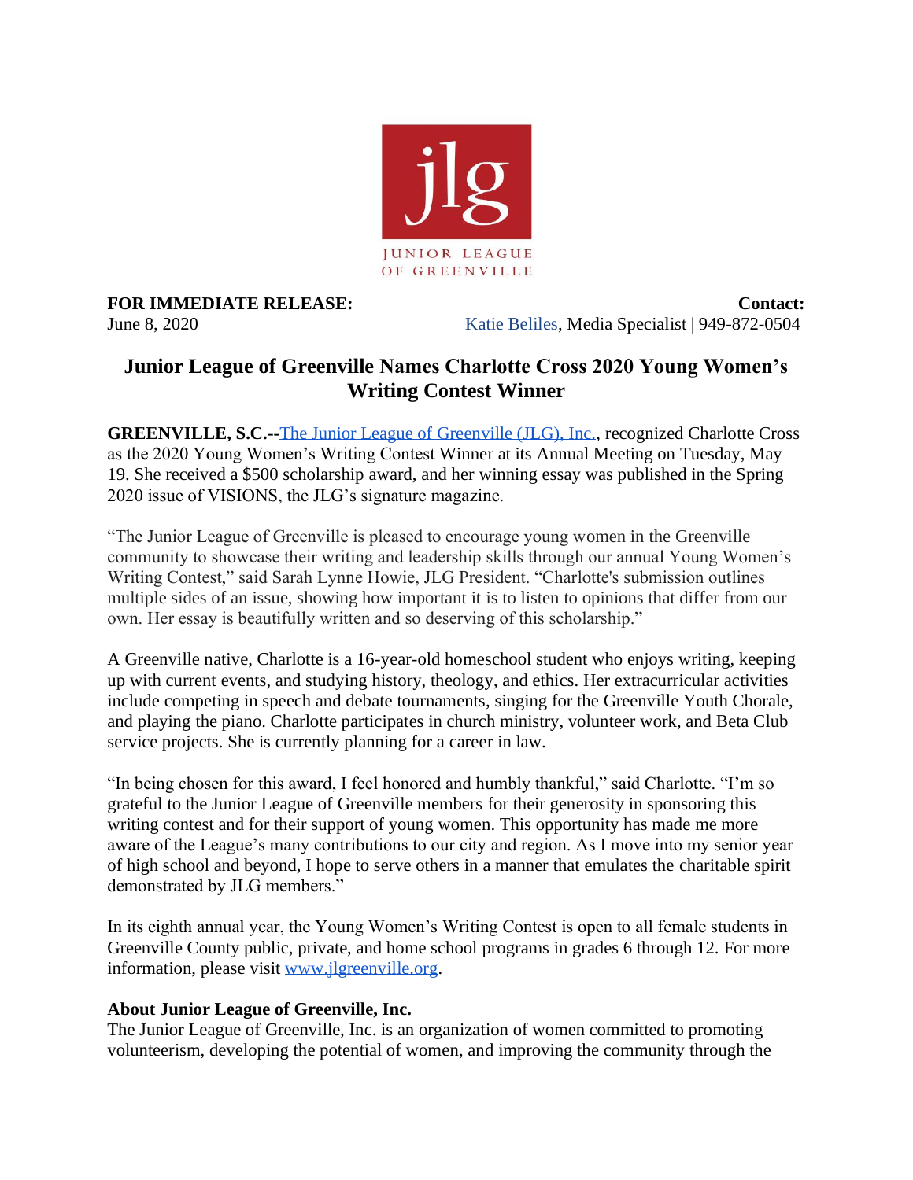jlg

JUNIOR LEAGUE OF GREENVILLE

**FOR IMMEDIATE RELEASE:**
June 8, 2020

**Contact:**
Katie Beliles, Media Specialist | 949-872-0504

## Junior League of Greenville Names Charlotte Cross 2020 Young Women's Writing Contest Winner

**GREENVILLE, S.C.--**The Junior League of Greenville (JLG), Inc., recognized Charlotte Cross as the 2020 Young Women's Writing Contest Winner at its Annual Meeting on Tuesday, May 19. She received a $500 scholarship award, and her winning essay was published in the Spring 2020 issue of VISIONS, the JLG's signature magazine.

"The Junior League of Greenville is pleased to encourage young women in the Greenville community to showcase their writing and leadership skills through our annual Young Women's Writing Contest," said Sarah Lynne Howie, JLG President. "Charlotte's submission outlines multiple sides of an issue, showing how important it is to listen to opinions that differ from our own. Her essay is beautifully written and so deserving of this scholarship."

A Greenville native, Charlotte is a 16-year-old homeschool student who enjoys writing, keeping up with current events, and studying history, theology, and ethics. Her extracurricular activities include competing in speech and debate tournaments, singing for the Greenville Youth Chorale, and playing the piano. Charlotte participates in church ministry, volunteer work, and Beta Club service projects. She is currently planning for a career in law.

"In being chosen for this award, I feel honored and humbly thankful," said Charlotte. "I'm so grateful to the Junior League of Greenville members for their generosity in sponsoring this writing contest and for their support of young women. This opportunity has made me more aware of the League's many contributions to our city and region. As I move into my senior year of high school and beyond, I hope to serve others in a manner that emulates the charitable spirit demonstrated by JLG members."

In its eighth annual year, the Young Women's Writing Contest is open to all female students in Greenville County public, private, and home school programs in grades 6 through 12. For more information, please visit www.jlgreenville.org.

**About Junior League of Greenville, Inc.**
The Junior League of Greenville, Inc. is an organization of women committed to promoting volunteerism, developing the potential of women, and improving the community through the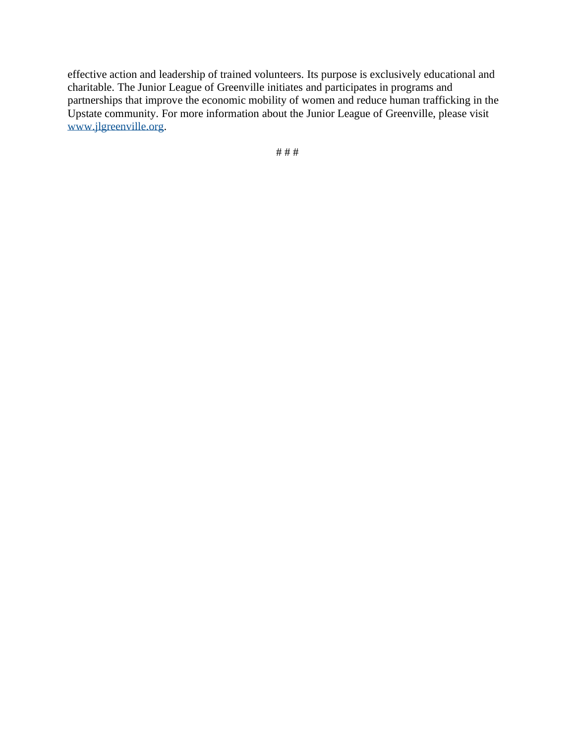effective action and leadership of trained volunteers. Its purpose is exclusively educational and charitable. The Junior League of Greenville initiates and participates in programs and partnerships that improve the economic mobility of women and reduce human trafficking in the Upstate community. For more information about the Junior League of Greenville, please visit [www.jlgreenville.org](http://www.jlgreenville.org).

# # #